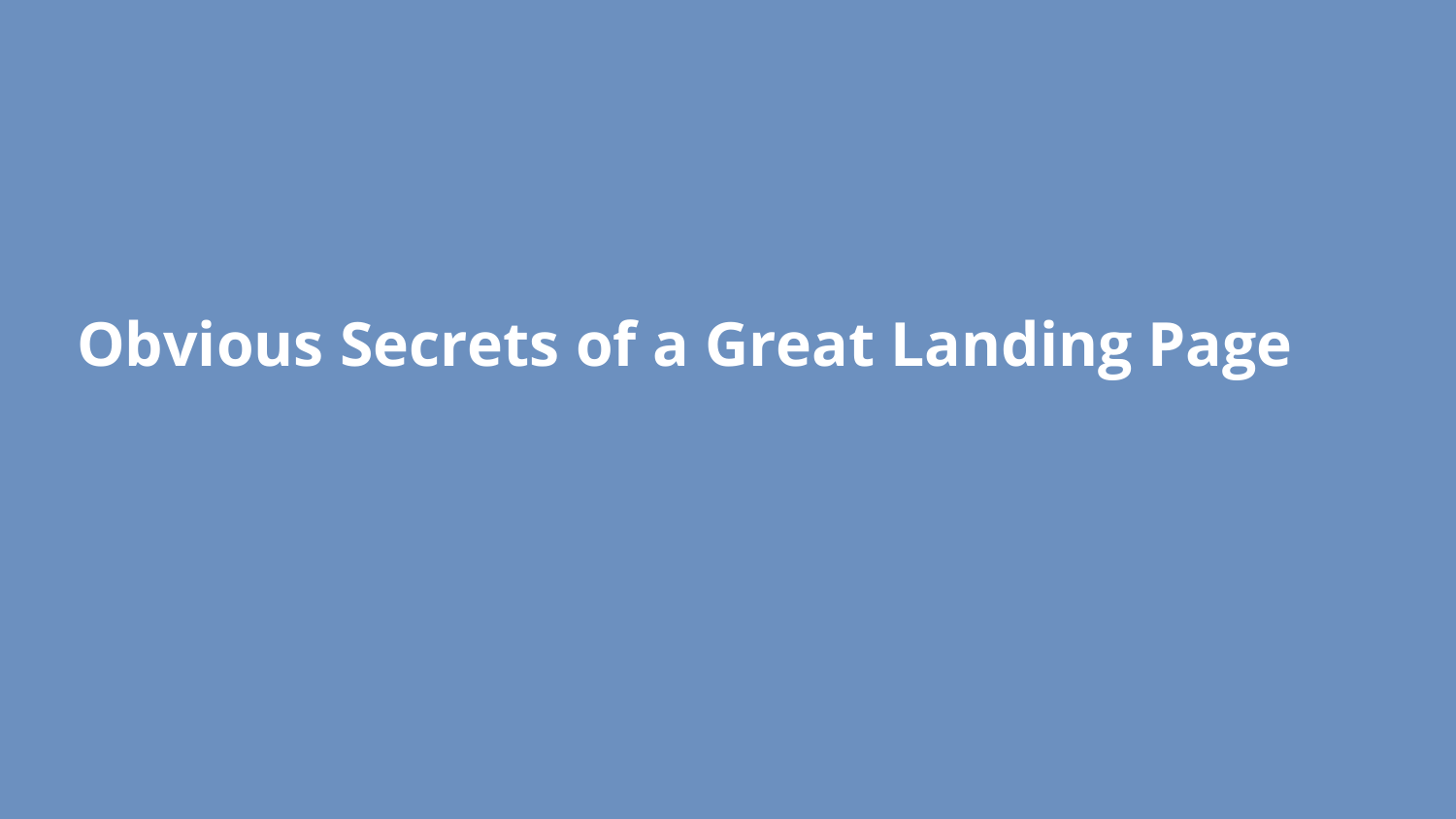# Obvious Secrets of a Great Landing Page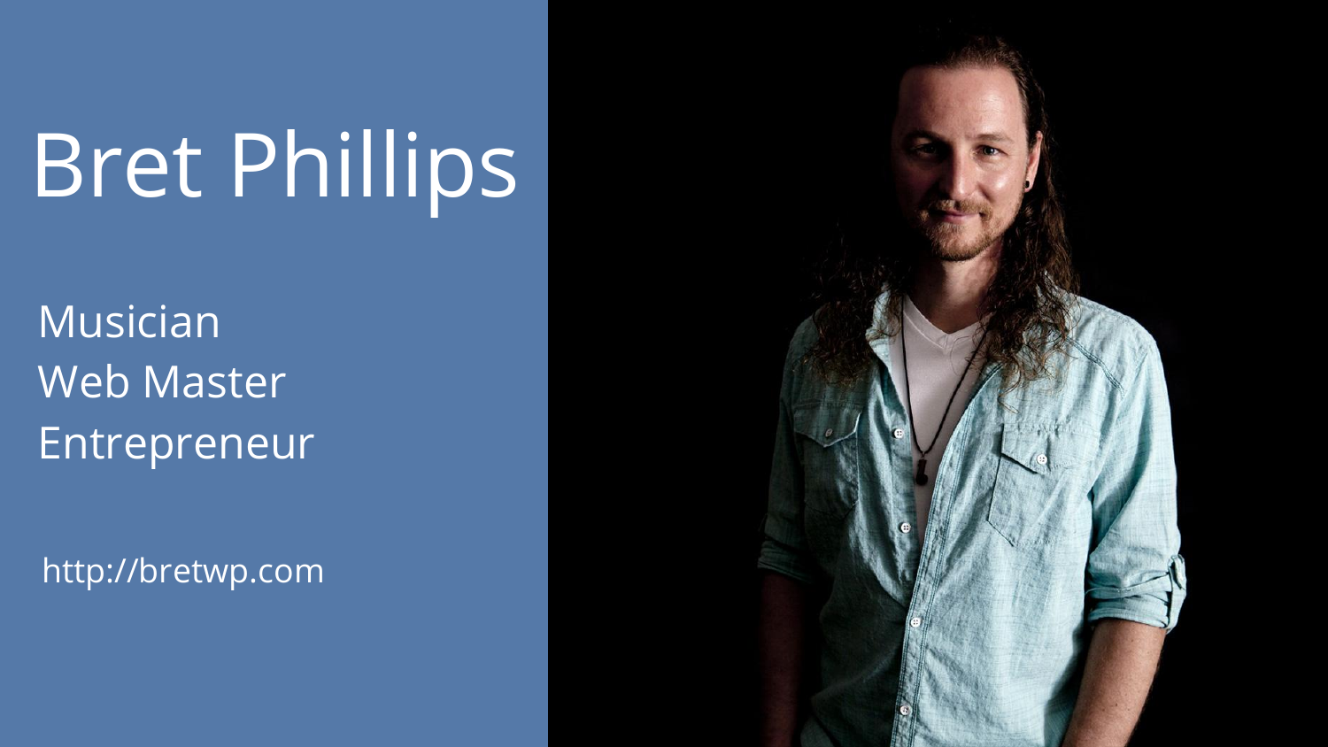# Bret Phillips

Musician
Web Master
Entrepreneur

http://bretwp.com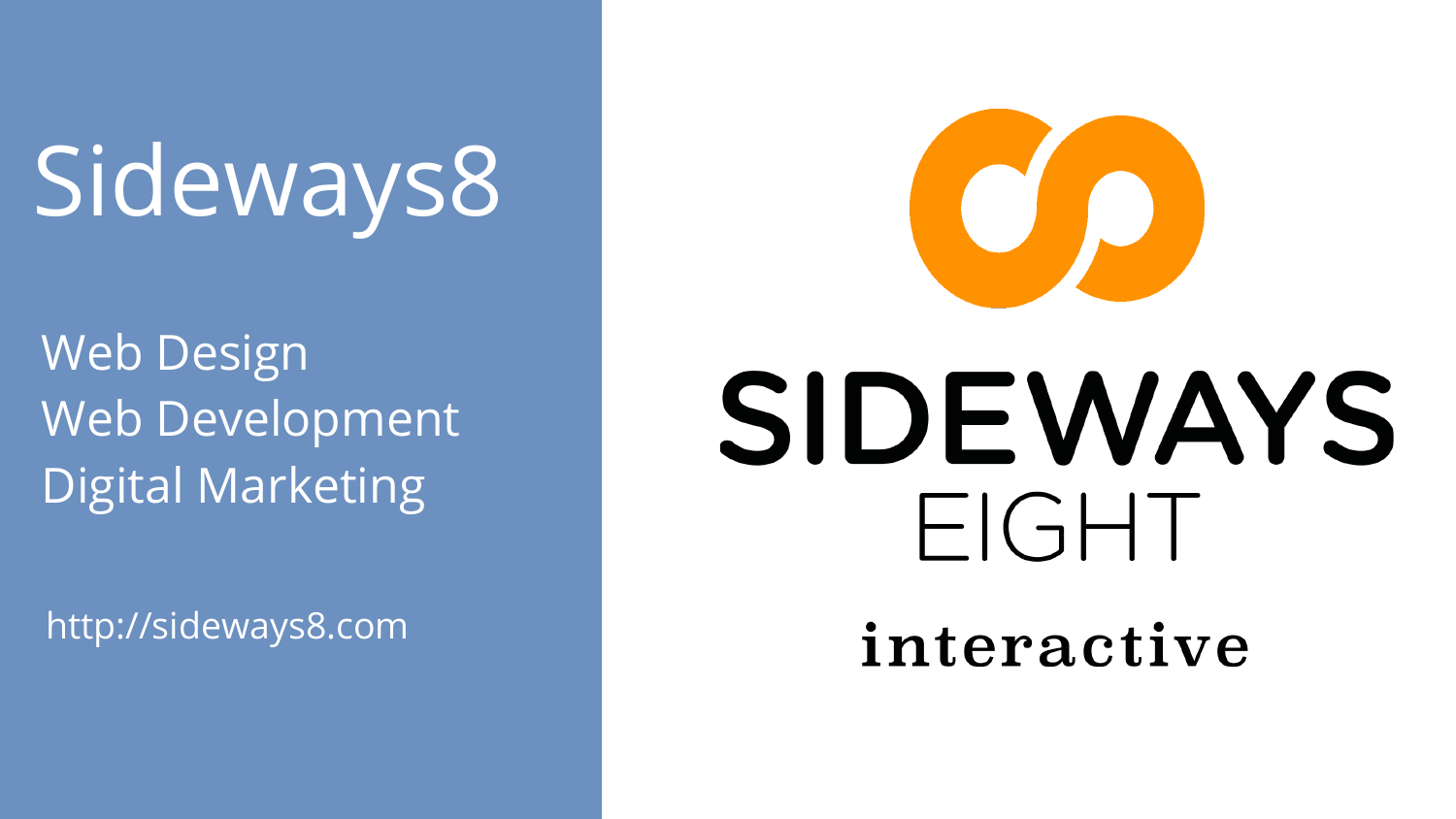# Sideways8

- Web Design
- Web Development
- Digital Marketing

http://sideways8.com

SIDEWAYS EIGHT

interactive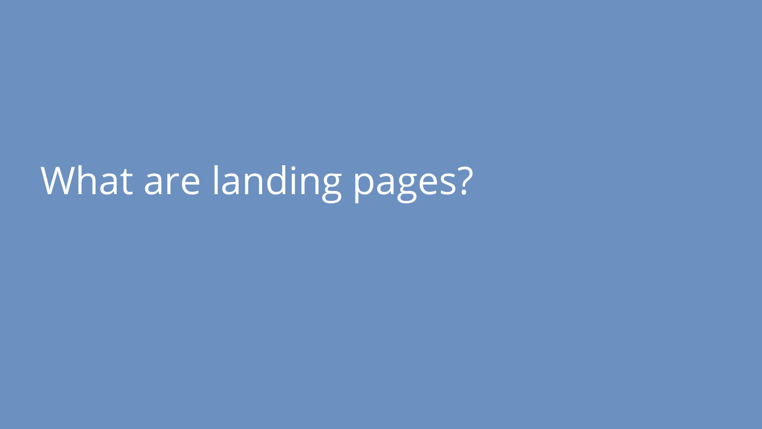# What are landing pages?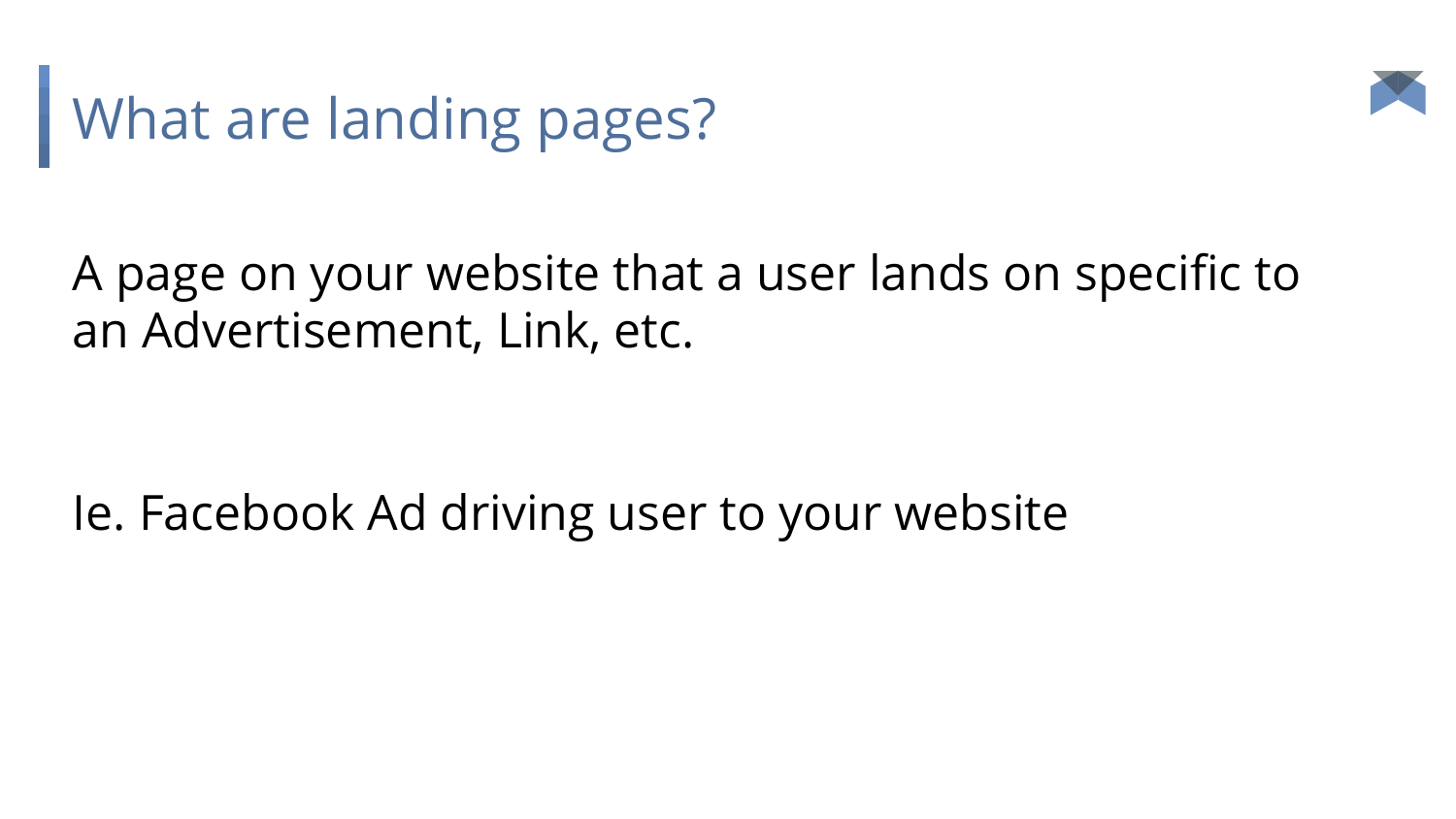# What are landing pages?

A page on your website that a user lands on specific to an Advertisement, Link, etc.

Ie. Facebook Ad driving user to your website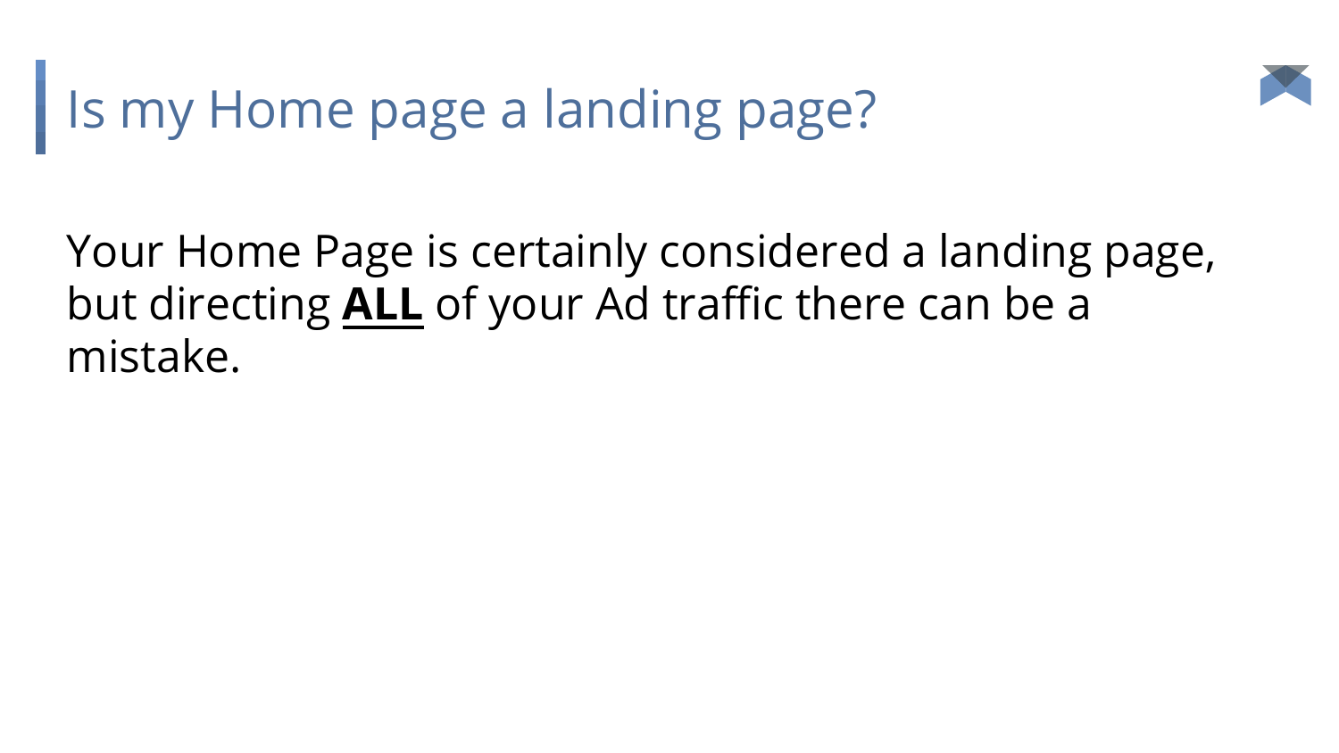# Is my Home page a landing page?

Your Home Page is certainly considered a landing page, but directing **ALL** of your Ad traffic there can be a mistake.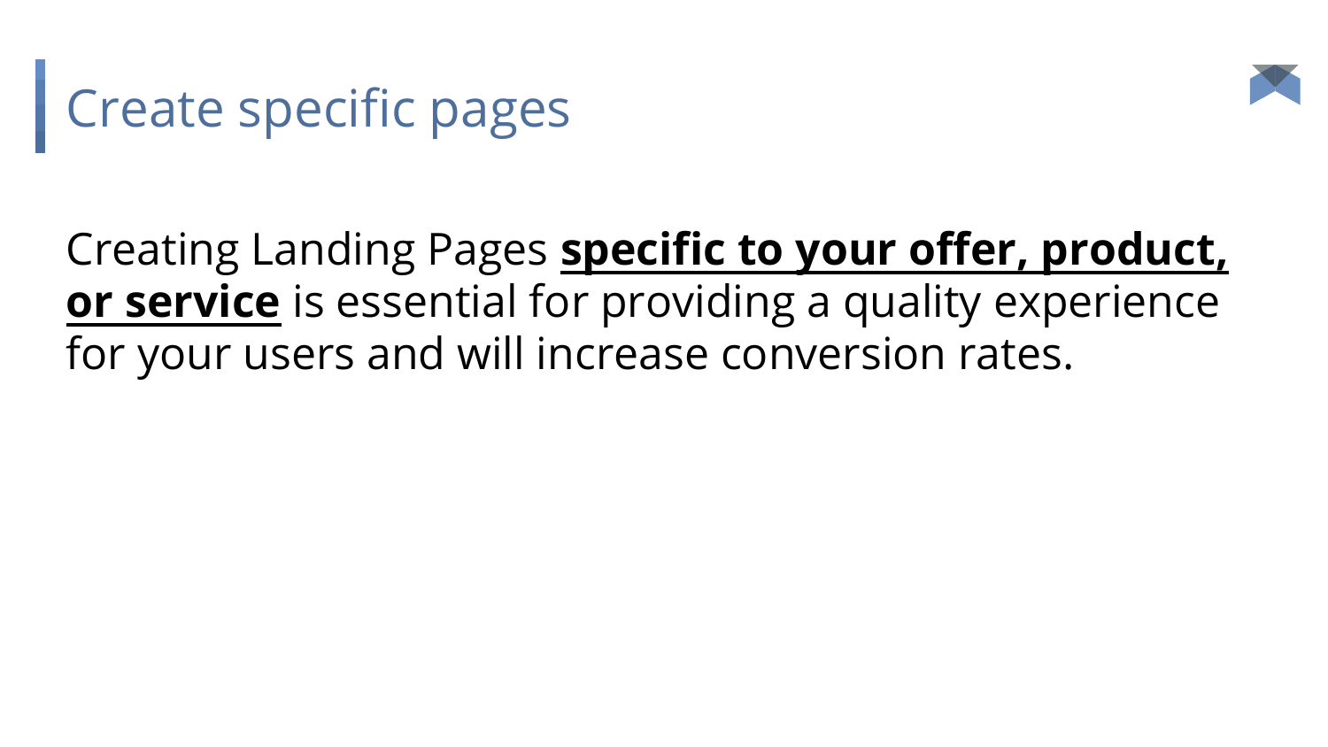# Create specific pages

Creating Landing Pages <u>**specific to your offer, product, or service**</u> is essential for providing a quality experience for your users and will increase conversion rates.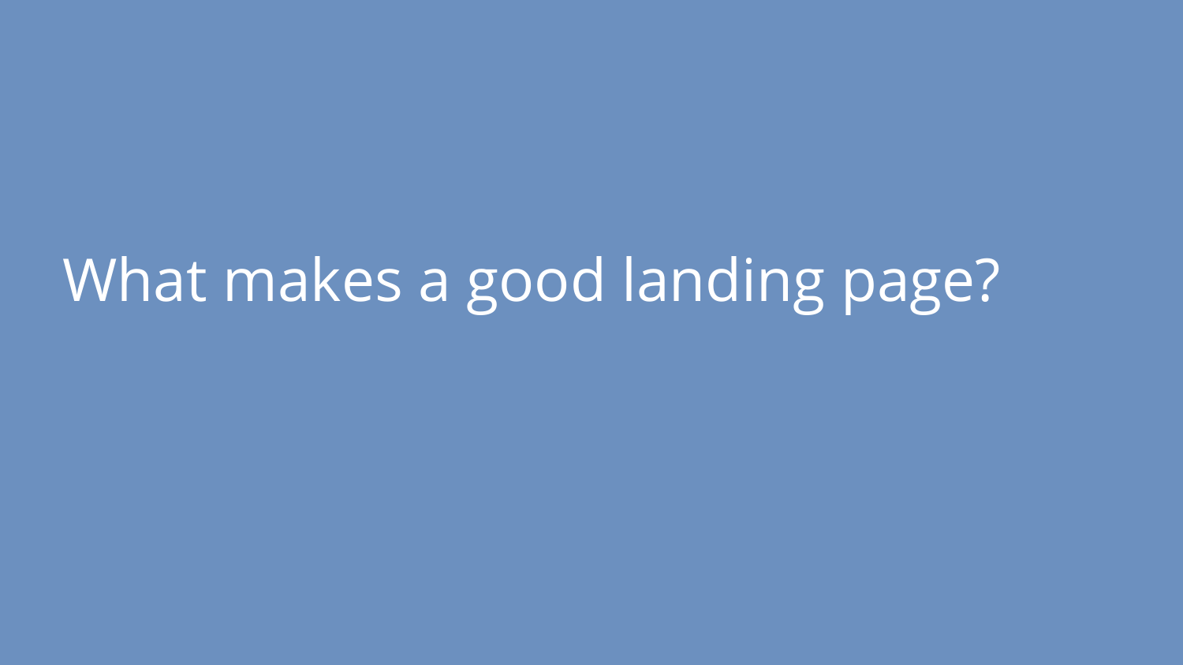# What makes a good landing page?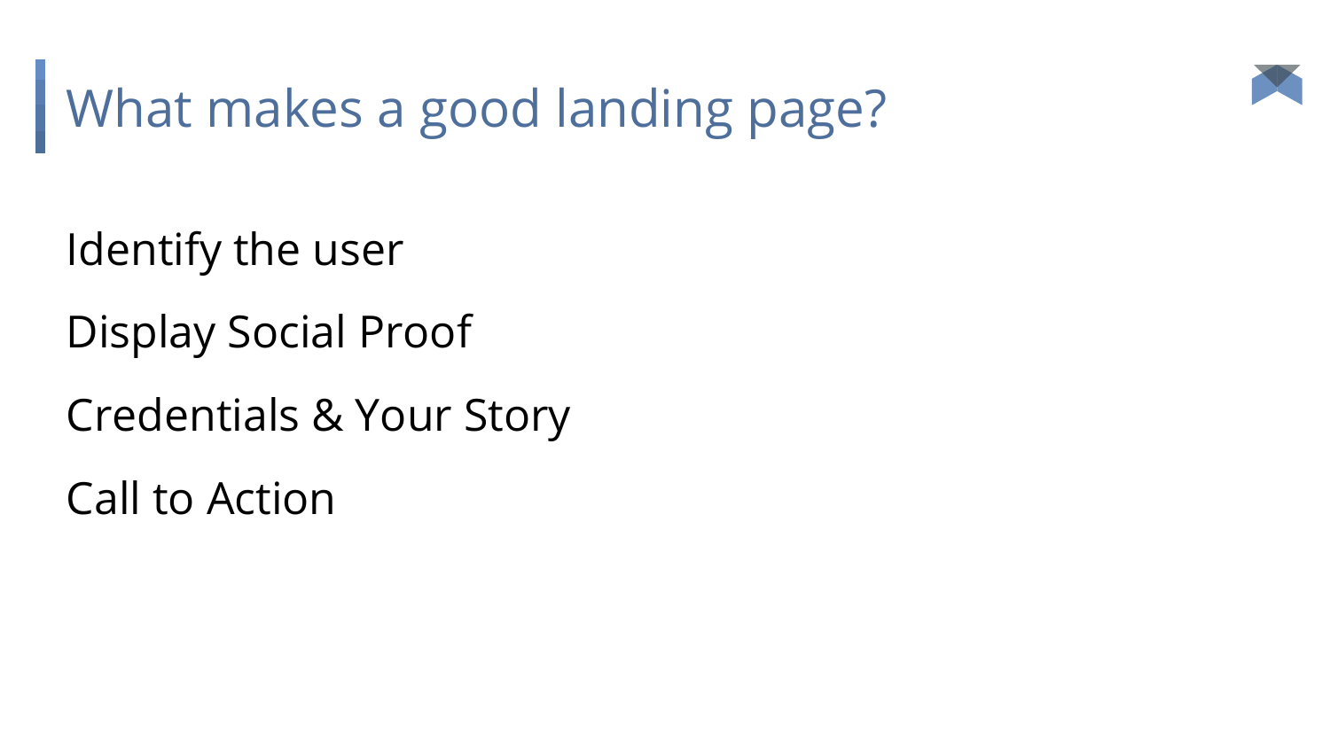# What makes a good landing page?

Identify the user

Display Social Proof

Credentials & Your Story

Call to Action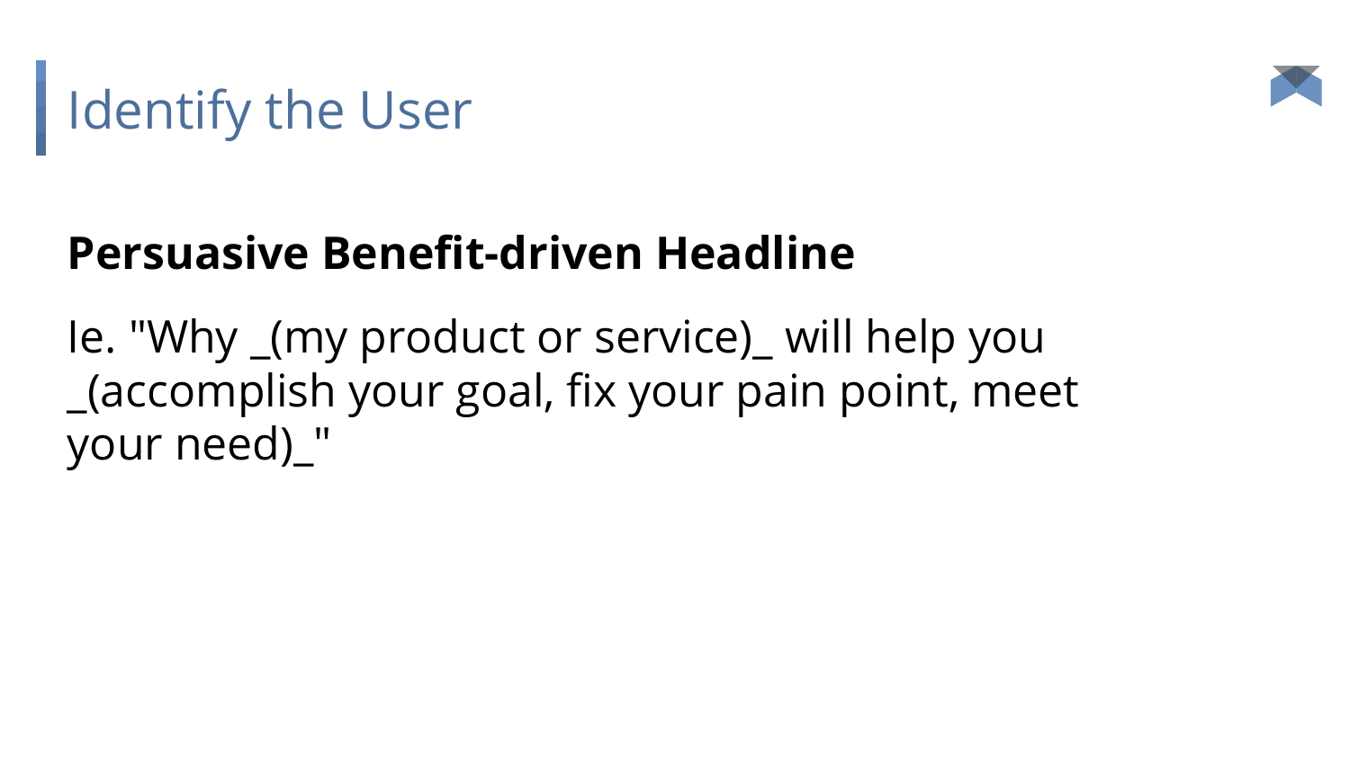# Identify the User

**Persuasive Benefit-driven Headline**

Ie. "Why _(my product or service)_ will help you _(accomplish your goal, fix your pain point, meet your need)_"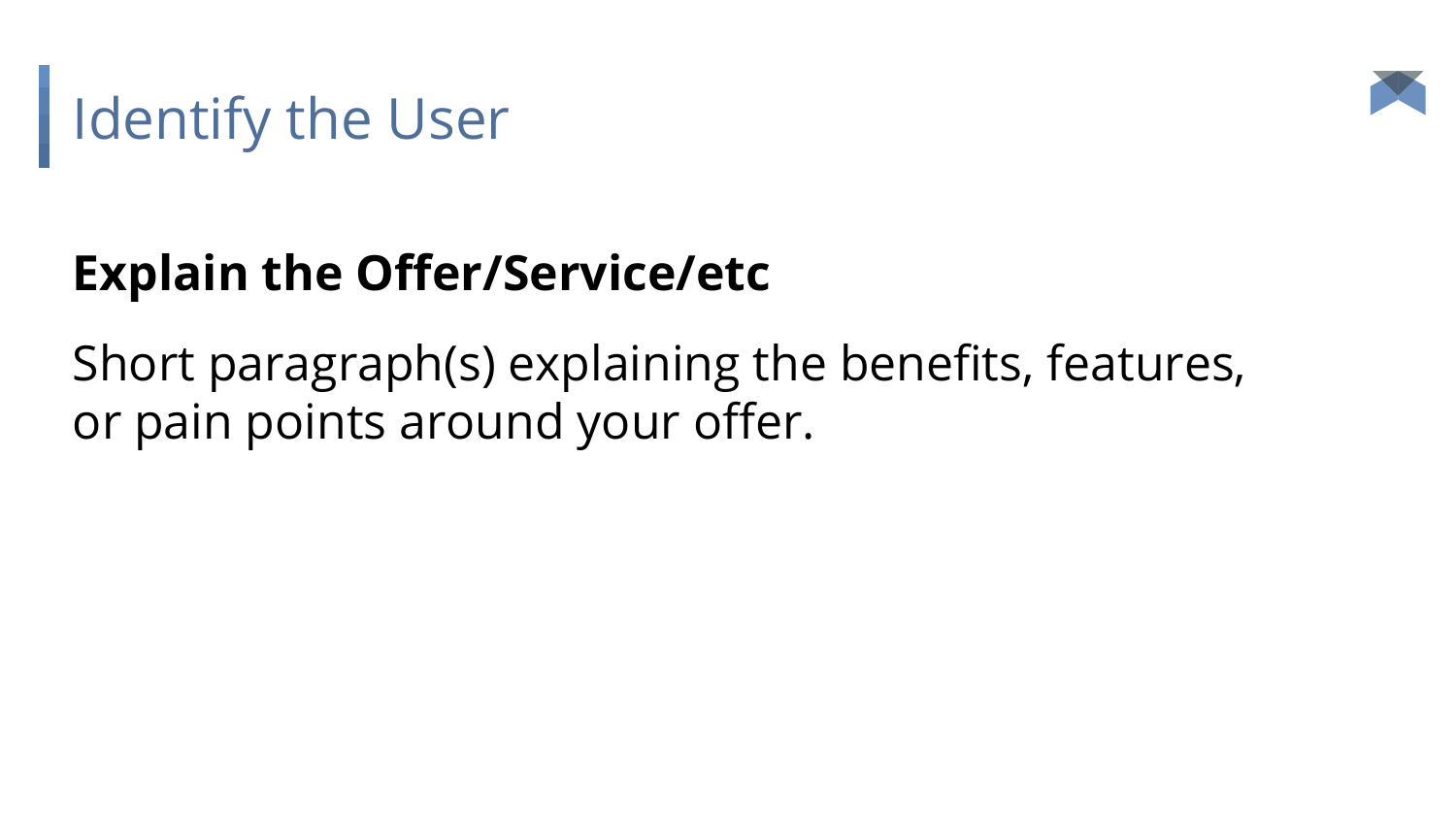# Identify the User

**Explain the Offer/Service/etc**

Short paragraph(s) explaining the benefits, features, or pain points around your offer.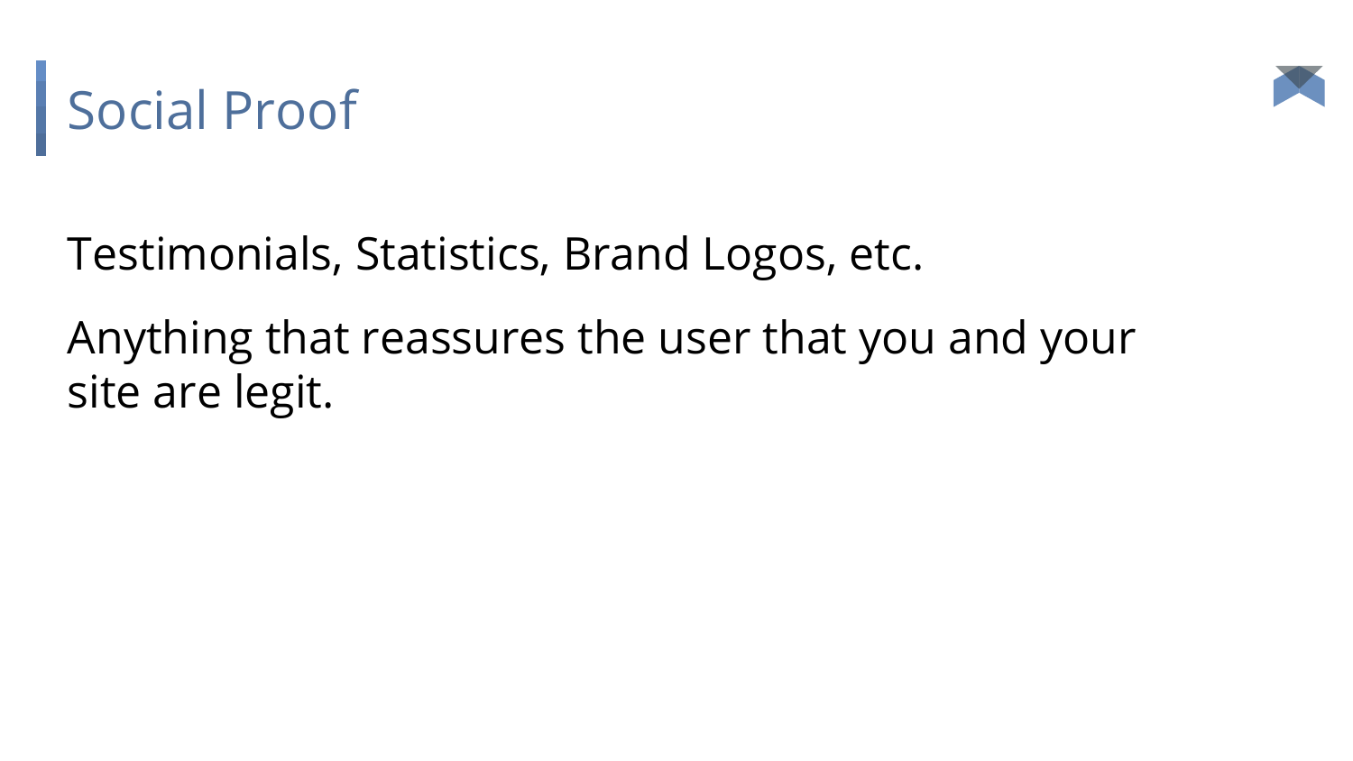# Social Proof

Testimonials, Statistics, Brand Logos, etc.

Anything that reassures the user that you and your site are legit.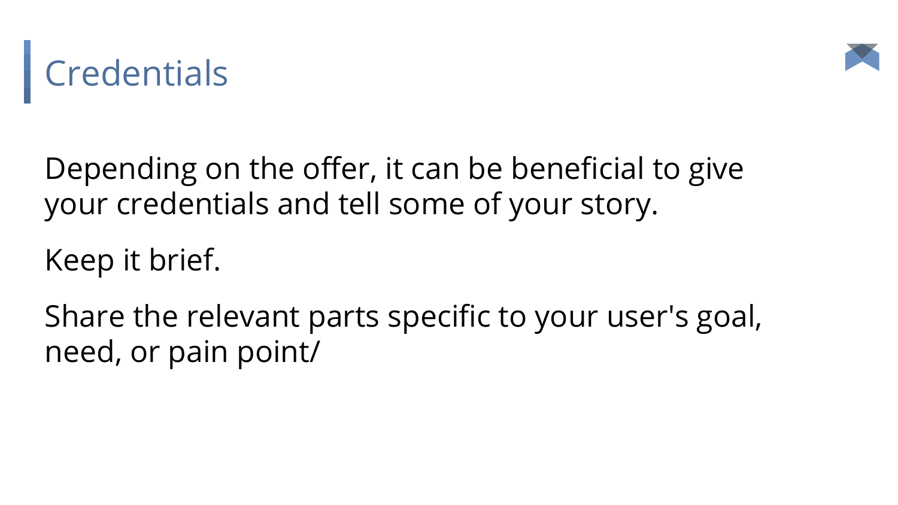# Credentials

Depending on the offer, it can be beneficial to give your credentials and tell some of your story.

Keep it brief.

Share the relevant parts specific to your user's goal, need, or pain point/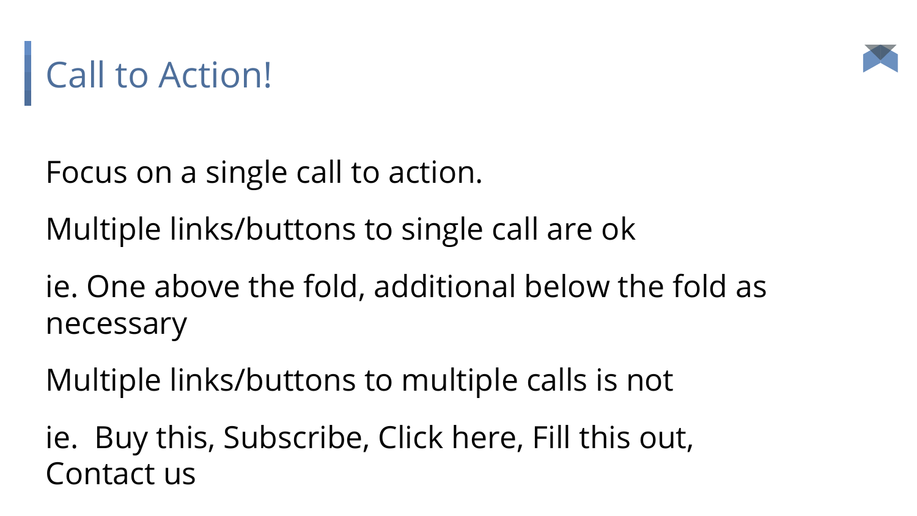# Call to Action!

Focus on a single call to action.

Multiple links/buttons to single call are ok

ie. One above the fold, additional below the fold as necessary

Multiple links/buttons to multiple calls is not

ie.  Buy this, Subscribe, Click here, Fill this out, Contact us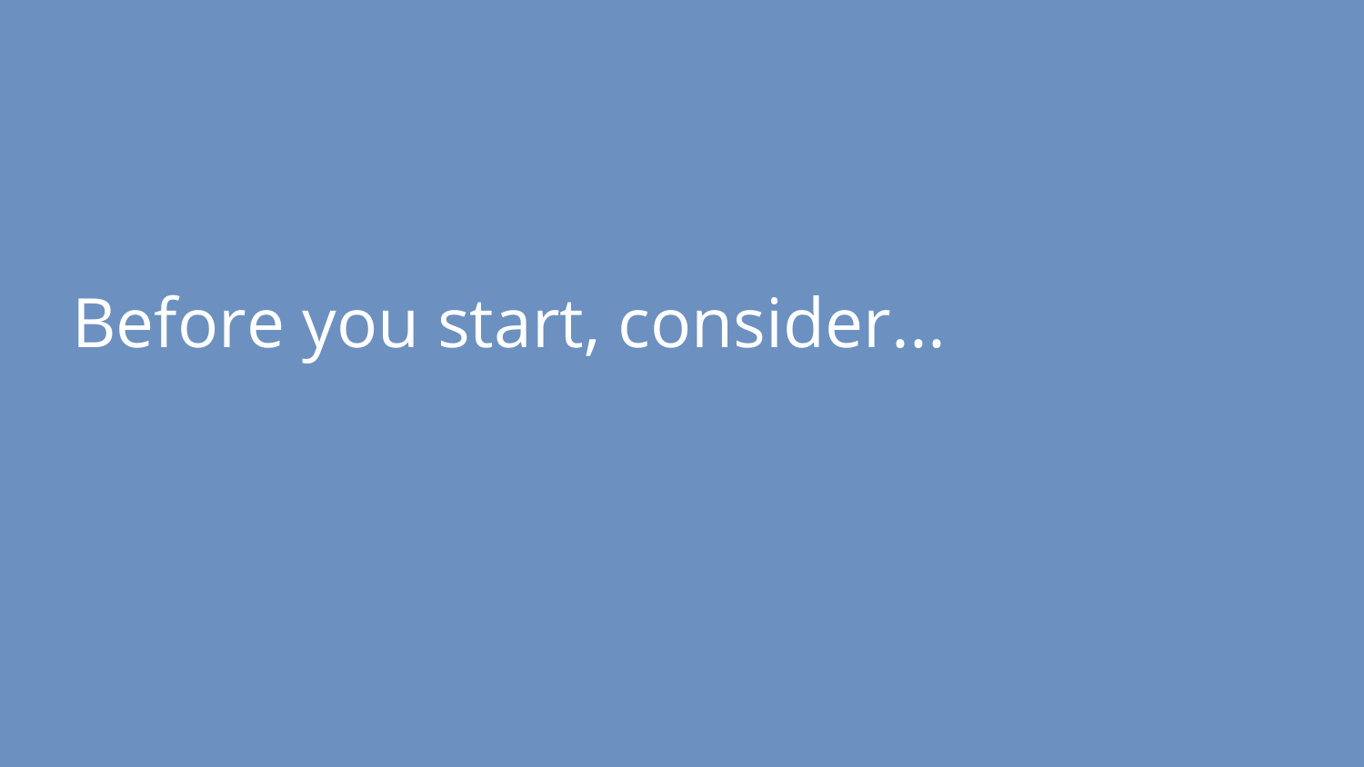# Before you start, consider...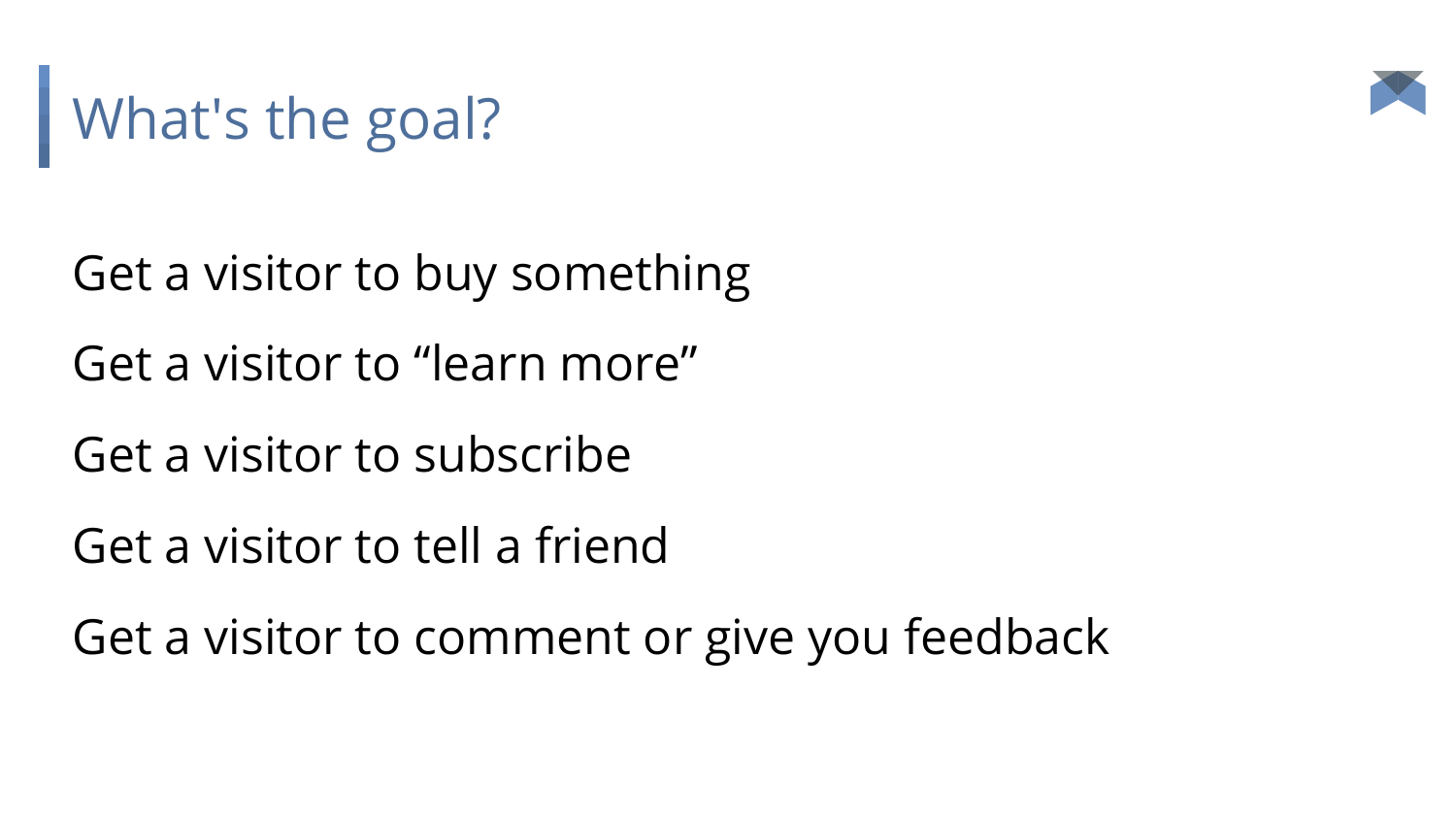# What's the goal?

Get a visitor to buy something

Get a visitor to “learn more”

Get a visitor to subscribe

Get a visitor to tell a friend

Get a visitor to comment or give you feedback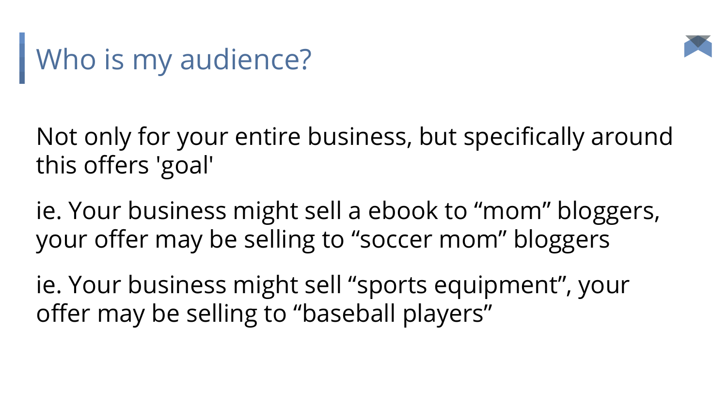# Who is my audience?

Not only for your entire business, but specifically around this offers 'goal'

ie. Your business might sell a ebook to “mom” bloggers, your offer may be selling to “soccer mom” bloggers

ie. Your business might sell “sports equipment”, your offer may be selling to “baseball players”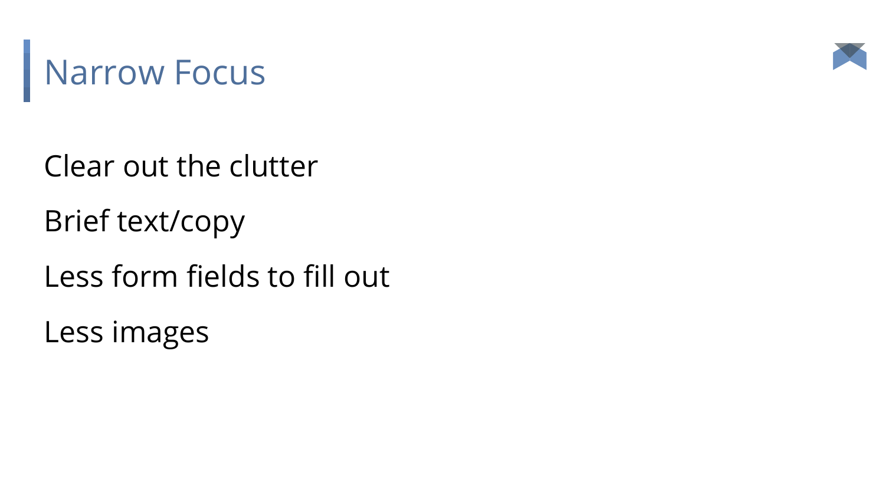# Narrow Focus

Clear out the clutter

Brief text/copy

Less form fields to fill out

Less images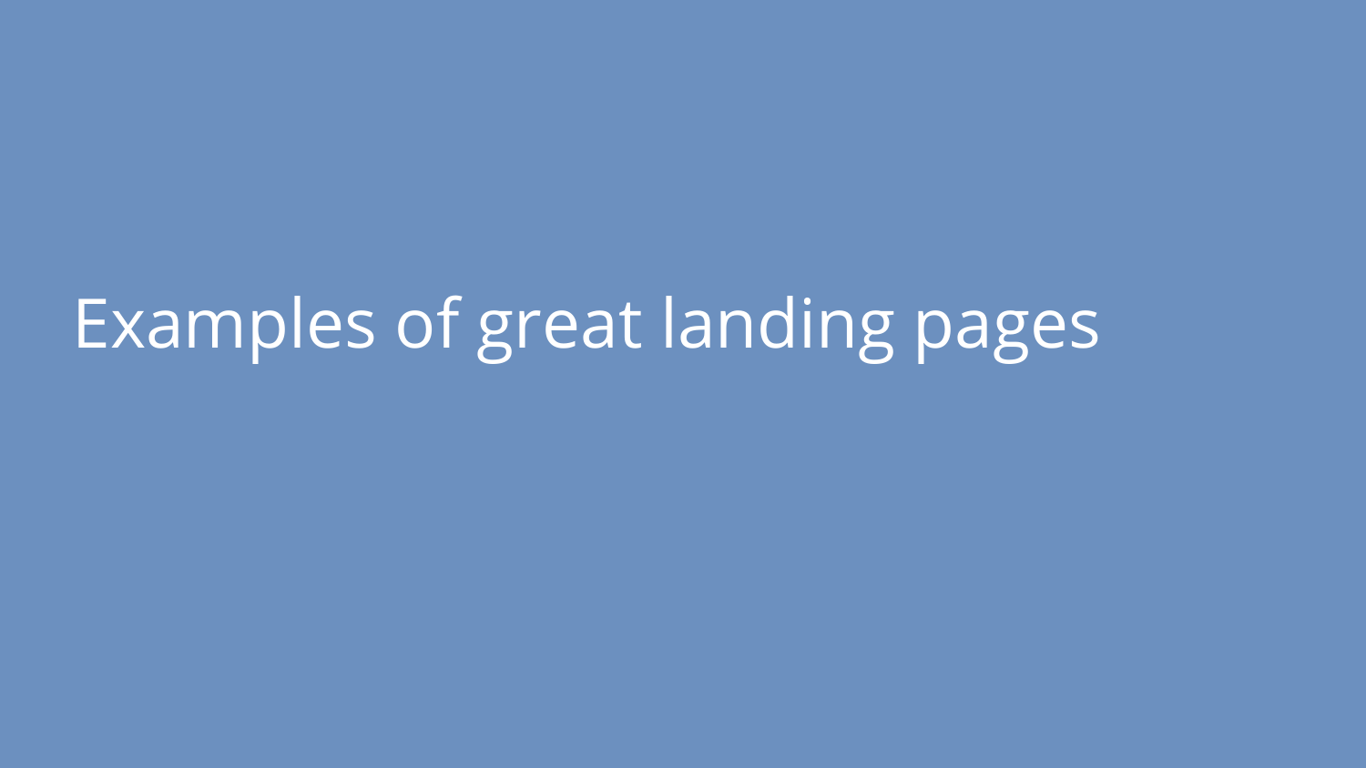# Examples of great landing pages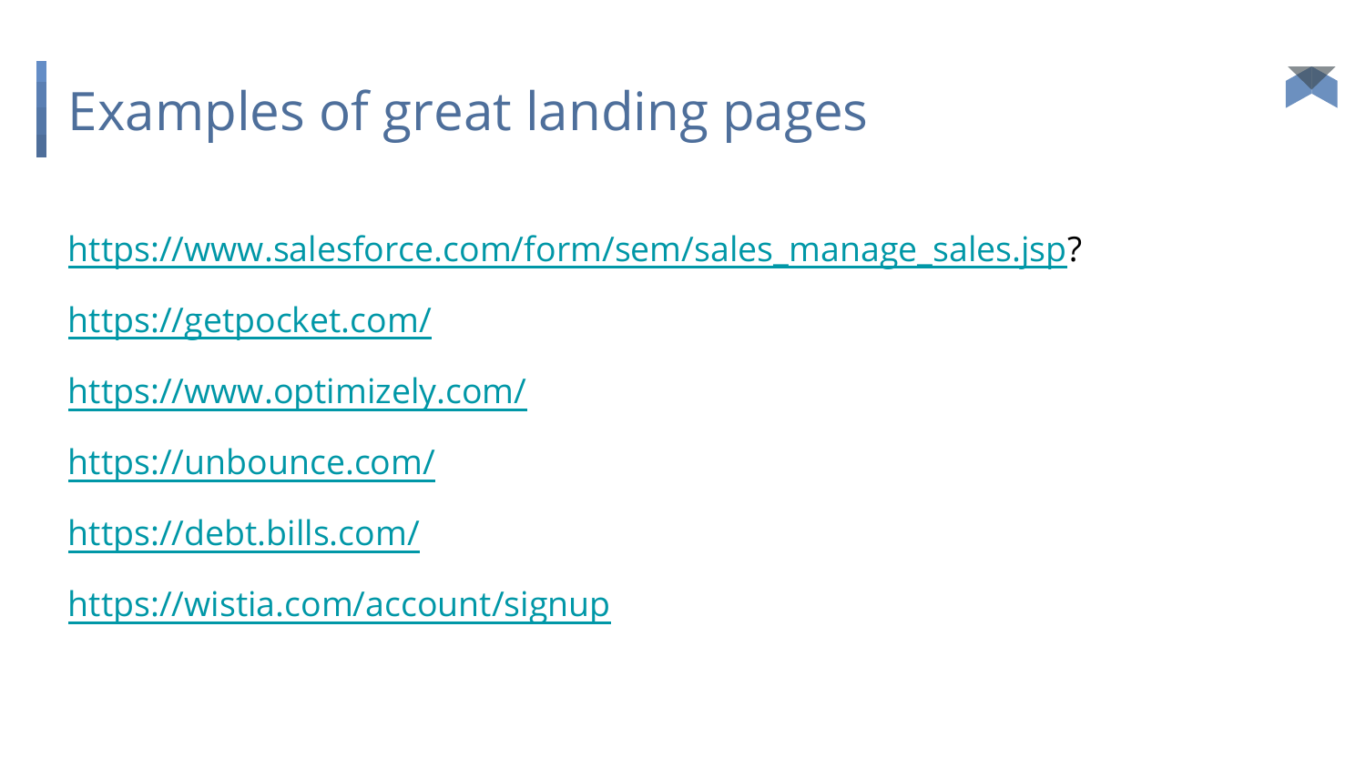# Examples of great landing pages

https://www.salesforce.com/form/sem/sales_manage_sales.jsp?

https://getpocket.com/

https://www.optimizely.com/

https://unbounce.com/

https://debt.bills.com/

https://wistia.com/account/signup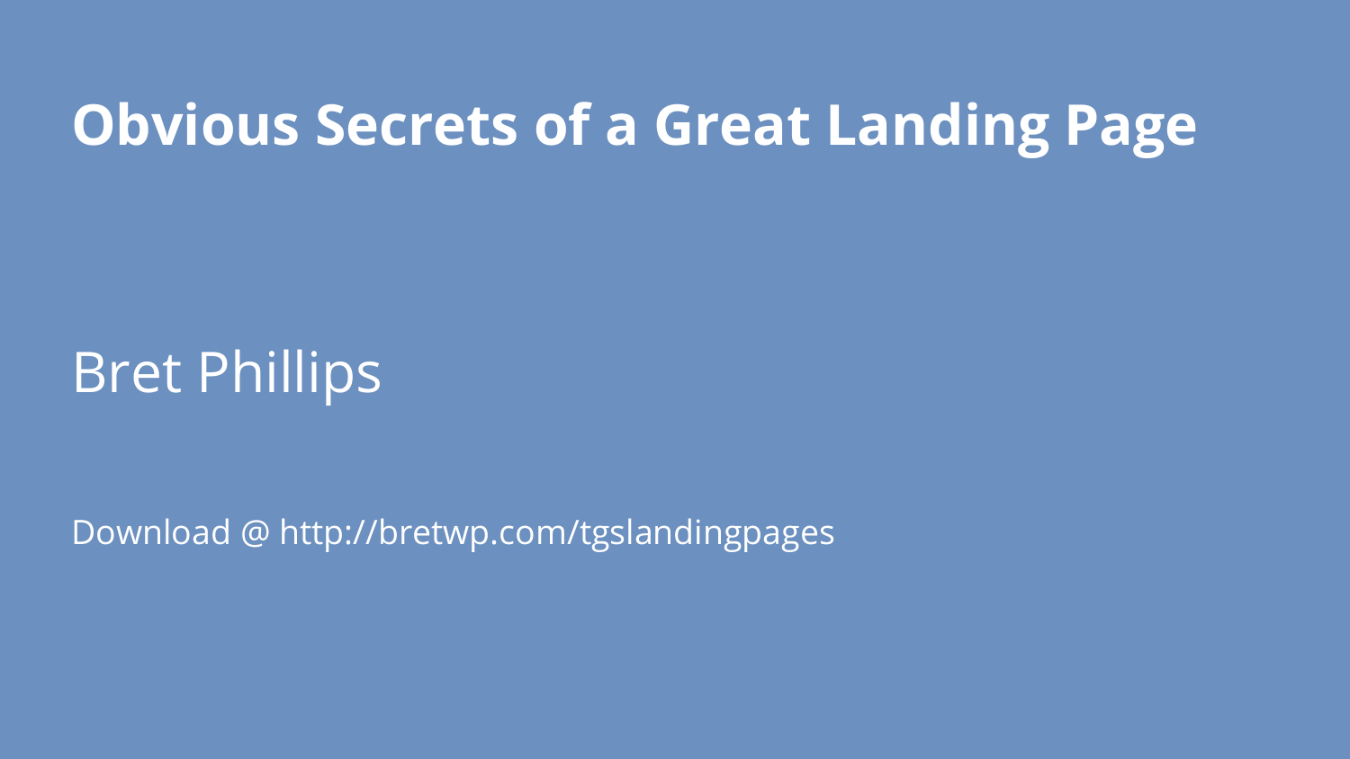# Obvious Secrets of a Great Landing Page

Bret Phillips

Download @ http://bretwp.com/tgslandingpages